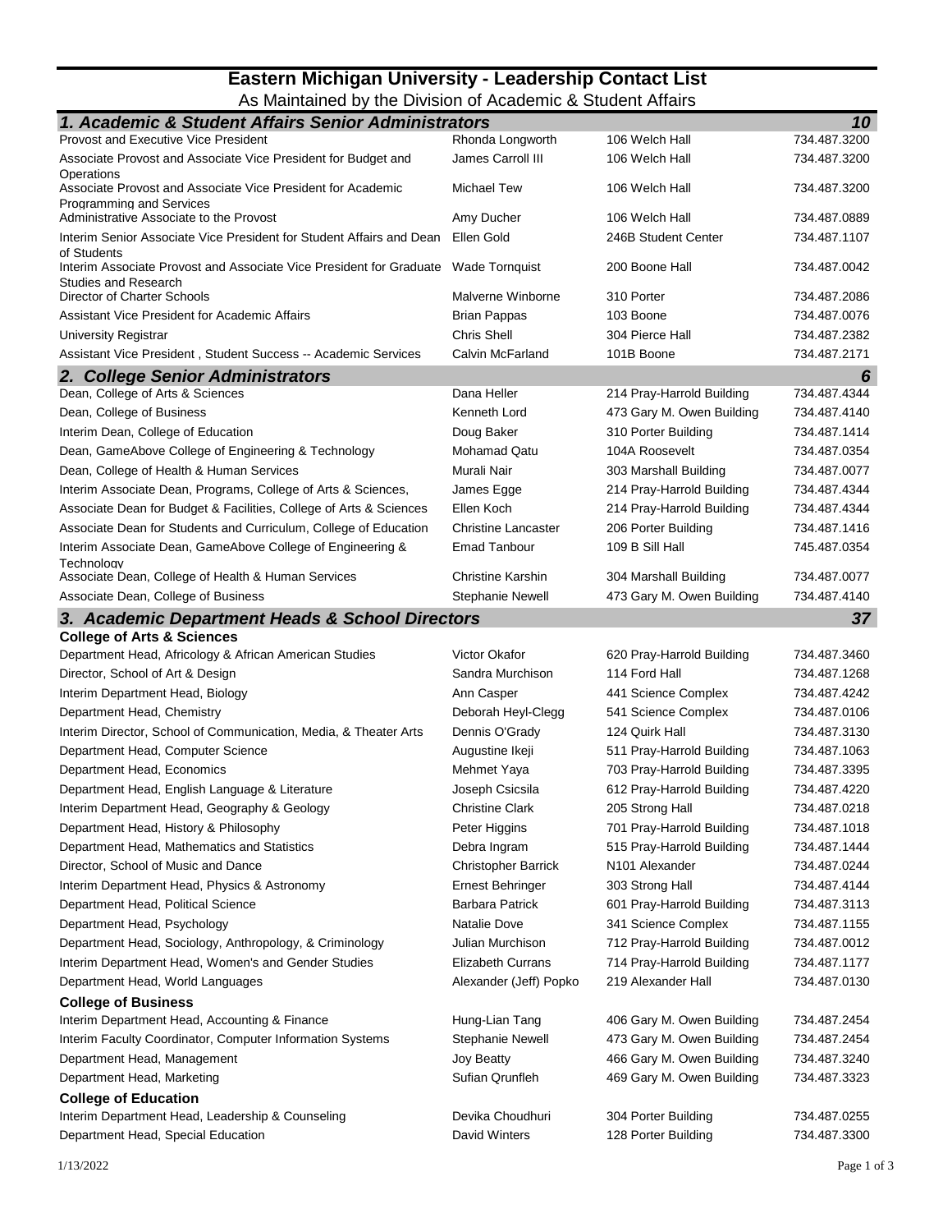# Eastern Michigan University - Leadership Contact List

As Maintained by the Division of Academic & Student Affairs

## 1. Academic & Student Affairs Senior Administrators — 10

| Title | Name | Office | Phone |
|---|---|---|---|
| Provost and Executive Vice President | Rhonda Longworth | 106 Welch Hall | 734.487.3200 |
| Associate Provost and Associate Vice President for Budget and Operations | James Carroll III | 106 Welch Hall | 734.487.3200 |
| Associate Provost and Associate Vice President for Academic Programming and Services | Michael Tew | 106 Welch Hall | 734.487.3200 |
| Administrative Associate to the Provost | Amy Ducher | 106 Welch Hall | 734.487.0889 |
| Interim Senior Associate Vice President for Student Affairs and Dean of Students | Ellen Gold | 246B Student Center | 734.487.1107 |
| Interim Associate Provost and Associate Vice President for Graduate Studies and Research | Wade Tornquist | 200 Boone Hall | 734.487.0042 |
| Director of Charter Schools | Malverne Winborne | 310 Porter | 734.487.2086 |
| Assistant Vice President for Academic Affairs | Brian Pappas | 103 Boone | 734.487.0076 |
| University Registrar | Chris Shell | 304 Pierce Hall | 734.487.2382 |
| Assistant Vice President , Student Success -- Academic Services | Calvin McFarland | 101B Boone | 734.487.2171 |

## 2. College Senior Administrators — 6

| Title | Name | Office | Phone |
|---|---|---|---|
| Dean, College of Arts & Sciences | Dana Heller | 214 Pray-Harrold Building | 734.487.4344 |
| Dean, College of Business | Kenneth Lord | 473 Gary M. Owen Building | 734.487.4140 |
| Interim Dean, College of Education | Doug Baker | 310 Porter Building | 734.487.1414 |
| Dean, GameAbove College of Engineering & Technology | Mohamad Qatu | 104A Roosevelt | 734.487.0354 |
| Dean, College of Health & Human Services | Murali Nair | 303 Marshall Building | 734.487.0077 |
| Interim Associate Dean, Programs, College of Arts & Sciences, | James Egge | 214 Pray-Harrold Building | 734.487.4344 |
| Associate Dean for Budget & Facilities, College of Arts & Sciences | Ellen Koch | 214 Pray-Harrold Building | 734.487.4344 |
| Associate Dean for Students and Curriculum, College of Education | Christine Lancaster | 206 Porter Building | 734.487.1416 |
| Interim Associate Dean, GameAbove College of Engineering & Technology | Emad Tanbour | 109 B Sill Hall | 745.487.0354 |
| Associate Dean, College of Health & Human Services | Christine Karshin | 304 Marshall Building | 734.487.0077 |
| Associate Dean, College of Business | Stephanie Newell | 473 Gary M. Owen Building | 734.487.4140 |

## 3. Academic Department Heads & School Directors — 37

### College of Arts & Sciences

| Title | Name | Office | Phone |
|---|---|---|---|
| Department Head, Africology & African American Studies | Victor Okafor | 620 Pray-Harrold Building | 734.487.3460 |
| Director, School of Art & Design | Sandra Murchison | 114 Ford Hall | 734.487.1268 |
| Interim Department Head, Biology | Ann Casper | 441 Science Complex | 734.487.4242 |
| Department Head, Chemistry | Deborah Heyl-Clegg | 541 Science Complex | 734.487.0106 |
| Interim Director, School of Communication, Media, & Theater Arts | Dennis O'Grady | 124 Quirk Hall | 734.487.3130 |
| Department Head, Computer Science | Augustine Ikeji | 511 Pray-Harrold Building | 734.487.1063 |
| Department Head, Economics | Mehmet Yaya | 703 Pray-Harrold Building | 734.487.3395 |
| Department Head, English Language & Literature | Joseph Csicsila | 612 Pray-Harrold Building | 734.487.4220 |
| Interim Department Head, Geography & Geology | Christine Clark | 205 Strong Hall | 734.487.0218 |
| Department Head, History & Philosophy | Peter Higgins | 701 Pray-Harrold Building | 734.487.1018 |
| Department Head, Mathematics and Statistics | Debra Ingram | 515 Pray-Harrold Building | 734.487.1444 |
| Director, School of Music and Dance | Christopher Barrick | N101 Alexander | 734.487.0244 |
| Interim Department Head, Physics & Astronomy | Ernest Behringer | 303 Strong Hall | 734.487.4144 |
| Department Head, Political Science | Barbara Patrick | 601 Pray-Harrold Building | 734.487.3113 |
| Department Head, Psychology | Natalie Dove | 341 Science Complex | 734.487.1155 |
| Department Head, Sociology, Anthropology, & Criminology | Julian Murchison | 712 Pray-Harrold Building | 734.487.0012 |
| Interim Department Head, Women's and Gender Studies | Elizabeth Currans | 714 Pray-Harrold Building | 734.487.1177 |
| Department Head, World Languages | Alexander (Jeff) Popko | 219 Alexander Hall | 734.487.0130 |

### College of Business

| Title | Name | Office | Phone |
|---|---|---|---|
| Interim Department Head, Accounting & Finance | Hung-Lian Tang | 406 Gary M. Owen Building | 734.487.2454 |
| Interim Faculty Coordinator, Computer Information Systems | Stephanie Newell | 473 Gary M. Owen Building | 734.487.2454 |
| Department Head, Management | Joy Beatty | 466 Gary M. Owen Building | 734.487.3240 |
| Department Head, Marketing | Sufian Qrunfleh | 469 Gary M. Owen Building | 734.487.3323 |

### College of Education

| Title | Name | Office | Phone |
|---|---|---|---|
| Interim Department Head, Leadership & Counseling | Devika Choudhuri | 304 Porter Building | 734.487.0255 |
| Department Head, Special Education | David Winters | 128 Porter Building | 734.487.3300 |

1/13/2022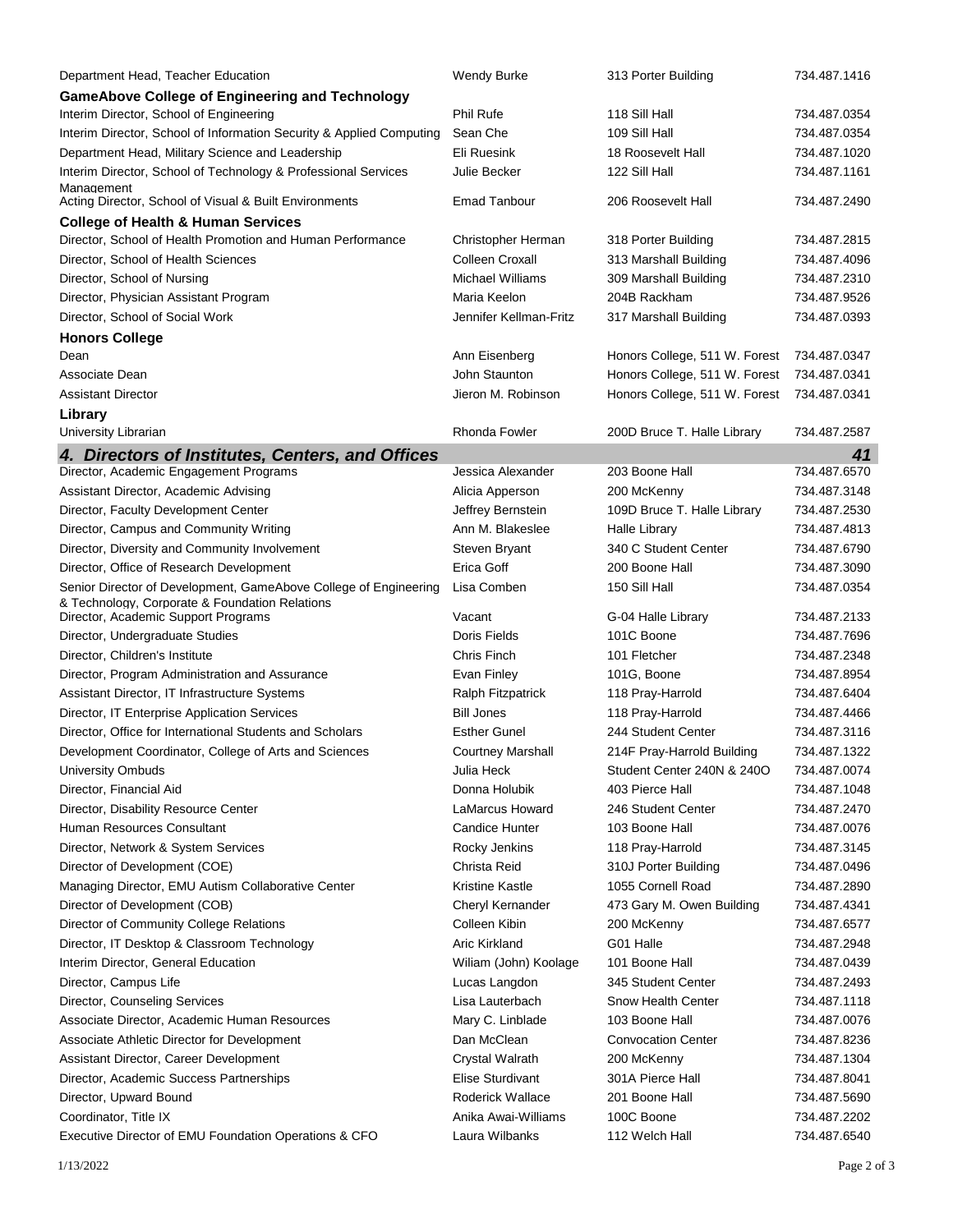| | | | |
|---|---|---|---|
| Department Head, Teacher Education | Wendy Burke | 313 Porter Building | 734.487.1416 |
| **GameAbove College of Engineering and Technology** | | | |
| Interim Director, School of Engineering | Phil Rufe | 118 Sill Hall | 734.487.0354 |
| Interim Director, School of Information Security & Applied Computing | Sean Che | 109 Sill Hall | 734.487.0354 |
| Department Head, Military Science and Leadership | Eli Ruesink | 18 Roosevelt Hall | 734.487.1020 |
| Interim Director, School of Technology & Professional Services Management | Julie Becker | 122 Sill Hall | 734.487.1161 |
| Acting Director, School of Visual & Built Environments | Emad Tanbour | 206 Roosevelt Hall | 734.487.2490 |
| **College of Health & Human Services** | | | |
| Director, School of Health Promotion and Human Performance | Christopher Herman | 318 Porter Building | 734.487.2815 |
| Director, School of Health Sciences | Colleen Croxall | 313 Marshall Building | 734.487.4096 |
| Director, School of Nursing | Michael Williams | 309 Marshall Building | 734.487.2310 |
| Director, Physician Assistant Program | Maria Keelon | 204B Rackham | 734.487.9526 |
| Director, School of Social Work | Jennifer Kellman-Fritz | 317 Marshall Building | 734.487.0393 |
| **Honors College** | | | |
| Dean | Ann Eisenberg | Honors College, 511 W. Forest | 734.487.0347 |
| Associate Dean | John Staunton | Honors College, 511 W. Forest | 734.487.0341 |
| Assistant Director | Jieron M. Robinson | Honors College, 511 W. Forest | 734.487.0341 |
| **Library** | | | |
| University Librarian | Rhonda Fowler | 200D Bruce T. Halle Library | 734.487.2587 |

## *4. Directors of Institutes, Centers, and Offices* — 41

| | | | |
|---|---|---|---|
| Director, Academic Engagement Programs | Jessica Alexander | 203 Boone Hall | 734.487.6570 |
| Assistant Director, Academic Advising | Alicia Apperson | 200 McKenny | 734.487.3148 |
| Director, Faculty Development Center | Jeffrey Bernstein | 109D Bruce T. Halle Library | 734.487.2530 |
| Director, Campus and Community Writing | Ann M. Blakeslee | Halle Library | 734.487.4813 |
| Director, Diversity and Community Involvement | Steven Bryant | 340 C Student Center | 734.487.6790 |
| Director, Office of Research Development | Erica Goff | 200 Boone Hall | 734.487.3090 |
| Senior Director of Development, GameAbove College of Engineering & Technology, Corporate & Foundation Relations | Lisa Comben | 150 Sill Hall | 734.487.0354 |
| Director, Academic Support Programs | Vacant | G-04 Halle Library | 734.487.2133 |
| Director, Undergraduate Studies | Doris Fields | 101C Boone | 734.487.7696 |
| Director, Children's Institute | Chris Finch | 101 Fletcher | 734.487.2348 |
| Director, Program Administration and Assurance | Evan Finley | 101G, Boone | 734.487.8954 |
| Assistant Director, IT Infrastructure Systems | Ralph Fitzpatrick | 118 Pray-Harrold | 734.487.6404 |
| Director, IT Enterprise Application Services | Bill Jones | 118 Pray-Harrold | 734.487.4466 |
| Director, Office for International Students and Scholars | Esther Gunel | 244 Student Center | 734.487.3116 |
| Development Coordinator, College of Arts and Sciences | Courtney Marshall | 214F Pray-Harrold Building | 734.487.1322 |
| University Ombuds | Julia Heck | Student Center 240N & 240O | 734.487.0074 |
| Director, Financial Aid | Donna Holubik | 403 Pierce Hall | 734.487.1048 |
| Director, Disability Resource Center | LaMarcus Howard | 246 Student Center | 734.487.2470 |
| Human Resources Consultant | Candice Hunter | 103 Boone Hall | 734.487.0076 |
| Director, Network & System Services | Rocky Jenkins | 118 Pray-Harrold | 734.487.3145 |
| Director of Development (COE) | Christa Reid | 310J Porter Building | 734.487.0496 |
| Managing Director, EMU Autism Collaborative Center | Kristine Kastle | 1055 Cornell Road | 734.487.2890 |
| Director of Development (COB) | Cheryl Kernander | 473 Gary M. Owen Building | 734.487.4341 |
| Director of Community College Relations | Colleen Kibin | 200 McKenny | 734.487.6577 |
| Director, IT Desktop & Classroom Technology | Aric Kirkland | G01 Halle | 734.487.2948 |
| Interim Director, General Education | Wiliam (John) Koolage | 101 Boone Hall | 734.487.0439 |
| Director, Campus Life | Lucas Langdon | 345 Student Center | 734.487.2493 |
| Director, Counseling Services | Lisa Lauterbach | Snow Health Center | 734.487.1118 |
| Associate Director, Academic Human Resources | Mary C. Linblade | 103 Boone Hall | 734.487.0076 |
| Associate Athletic Director for Development | Dan McClean | Convocation Center | 734.487.8236 |
| Assistant Director, Career Development | Crystal Walrath | 200 McKenny | 734.487.1304 |
| Director, Academic Success Partnerships | Elise Sturdivant | 301A Pierce Hall | 734.487.8041 |
| Director, Upward Bound | Roderick Wallace | 201 Boone Hall | 734.487.5690 |
| Coordinator, Title IX | Anika Awai-Williams | 100C Boone | 734.487.2202 |
| Executive Director of EMU Foundation Operations & CFO | Laura Wilbanks | 112 Welch Hall | 734.487.6540 |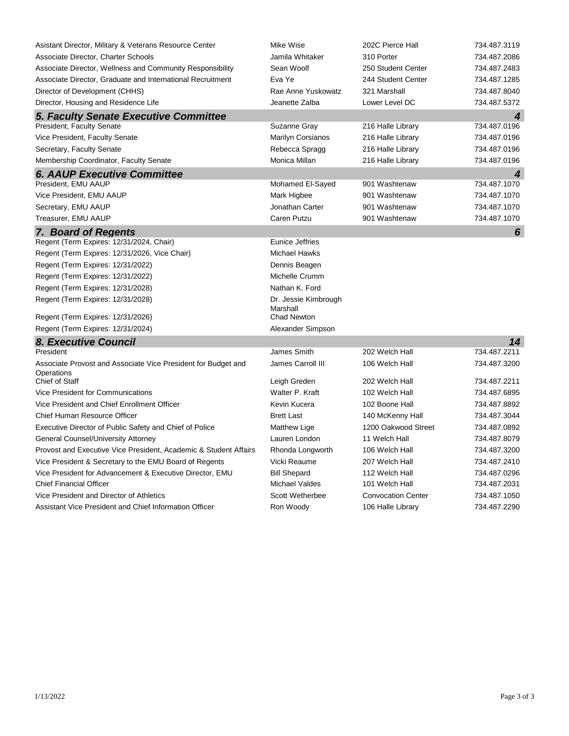| | | | |
|---|---|---|---|
| Asistant Director, Military & Veterans Resource Center | Mike Wise | 202C Pierce Hall | 734.487.3119 |
| Associate Director, Charter Schools | Jamila Whitaker | 310 Porter | 734.487.2086 |
| Associate Director, Wellness and Community Responsibility | Sean Woolf | 250 Student Center | 734.487.2483 |
| Associate Director, Graduate and International Recruitment | Eva Ye | 244 Student Center | 734.487.1285 |
| Director of Development (CHHS) | Rae Anne Yuskowatz | 321 Marshall | 734.487.8040 |
| Director, Housing and Residence Life | Jeanette Zalba | Lower Level DC | 734.487.5372 |

## *5. Faculty Senate Executive Committee* — *4*

| | | | |
|---|---|---|---|
| President, Faculty Senate | Suzanne Gray | 216 Halle Library | 734.487.0196 |
| Vice President, Faculty Senate | Marilyn Corsianos | 216 Halle Library | 734.487.0196 |
| Secretary, Faculty Senate | Rebecca Spragg | 216 Halle Library | 734.487.0196 |
| Membership Coordinator, Faculty Senate | Monica Millan | 216 Halle Library | 734.487.0196 |

## *6. AAUP Executive Committee* — *4*

| | | | |
|---|---|---|---|
| President, EMU AAUP | Mohamed El-Sayed | 901 Washtenaw | 734.487.1070 |
| Vice President, EMU AAUP | Mark Higbee | 901 Washtenaw | 734.487.1070 |
| Secretary, EMU AAUP | Jonathan Carter | 901 Washtenaw | 734.487.1070 |
| Treasurer, EMU AAUP | Caren Putzu | 901 Washtenaw | 734.487.1070 |

## *7. Board of Regents* — *6*

| | |
|---|---|
| Regent (Term Expires: 12/31/2024, Chair) | Eunice Jeffries |
| Regent (Term Expires: 12/31/2026, Vice Chair) | Michael Hawks |
| Regent (Term Expires: 12/31/2022) | Dennis Beagen |
| Regent (Term Expires: 12/31/2022) | Michelle Crumm |
| Regent (Term Expires: 12/31/2028) | Nathan K. Ford |
| Regent (Term Expires: 12/31/2028) | Dr. Jessie Kimbrough Marshall |
| Regent (Term Expires: 12/31/2026) | Chad Newton |
| Regent (Term Expires: 12/31/2024) | Alexander Simpson |

## *8. Executive Council* — *14*

| | | | |
|---|---|---|---|
| President | James Smith | 202 Welch Hall | 734.487.2211 |
| Associate Provost and Associate Vice President for Budget and Operations | James Carroll III | 106 Welch Hall | 734.487.3200 |
| Chief of Staff | Leigh Greden | 202 Welch Hall | 734.487.2211 |
| Vice President for Communications | Walter P. Kraft | 102 Welch Hall | 734.487.6895 |
| Vice President and Chief Enrollment Officer | Kevin Kucera | 102 Boone Hall | 734.487.8892 |
| Chief Human Resource Officer | Brett Last | 140 McKenny Hall | 734.487.3044 |
| Executive Director of Public Safety and Chief of Police | Matthew Lige | 1200 Oakwood Street | 734.487.0892 |
| General Counsel/University Attorney | Lauren London | 11 Welch Hall | 734.487.8079 |
| Provost and Executive Vice President, Academic & Student Affairs | Rhonda Longworth | 106 Welch Hall | 734.487.3200 |
| Vice President & Secretary to the EMU Board of Regents | Vicki Reaume | 207 Welch Hall | 734.487.2410 |
| Vice President for Advancement & Executive Director, EMU | Bill Shepard | 112 Welch Hall | 734.487.0296 |
| Chief Financial Officer | Michael Valdes | 101 Welch Hall | 734.487.2031 |
| Vice President and Director of Athletics | Scott Wetherbee | Convocation Center | 734.487.1050 |
| Assistant Vice President and Chief Information Officer | Ron Woody | 106 Halle Library | 734.487.2290 |

1/13/2022